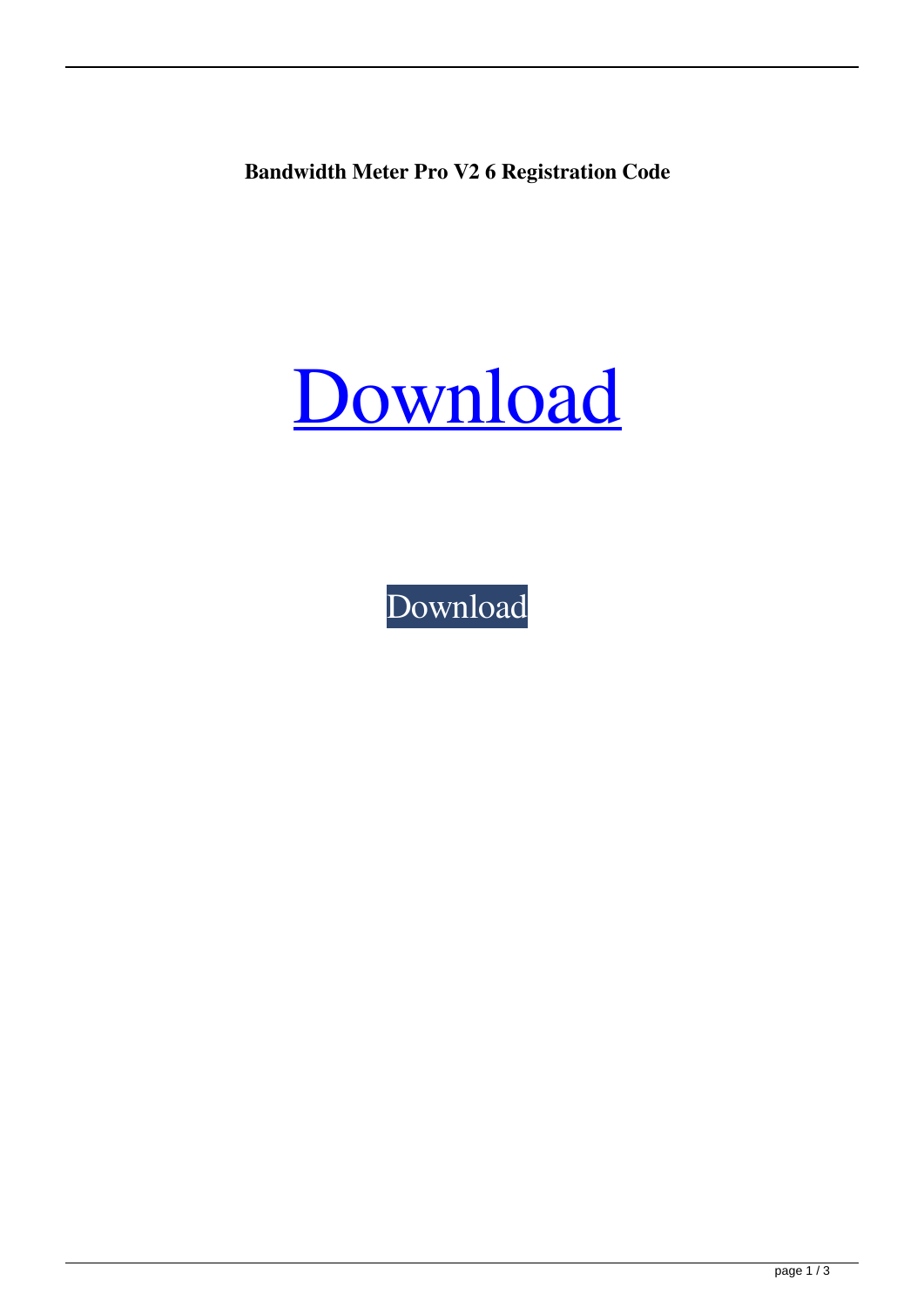**Bandwidth Meter Pro V2 6 Registration Code**

# Download

Download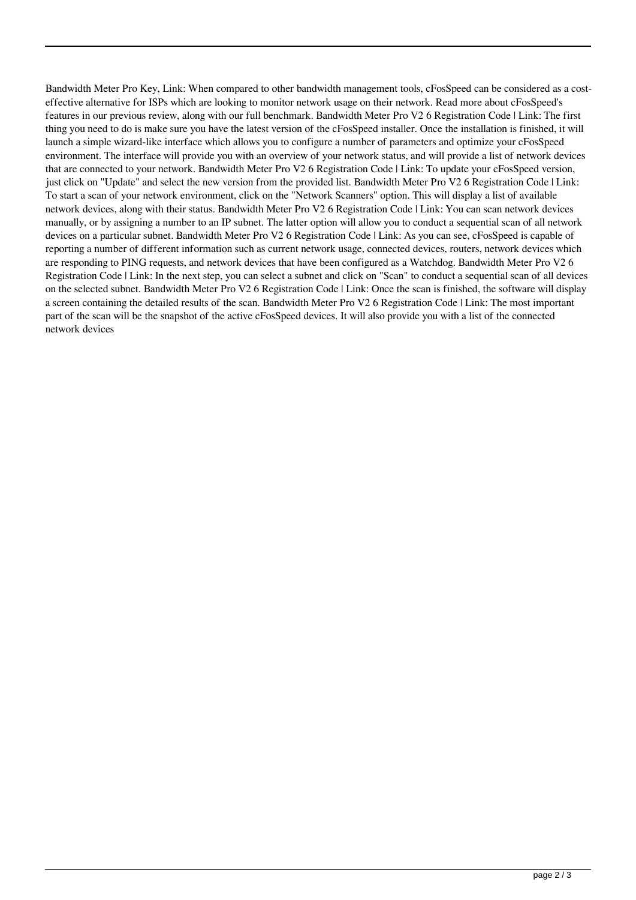Bandwidth Meter Pro Key, Link: When compared to other bandwidth management tools, cFosSpeed can be considered as a cost-effective alternative for ISPs which are looking to monitor network usage on their network. Read more about cFosSpeed's features in our previous review, along with our full benchmark. Bandwidth Meter Pro V2 6 Registration Code | Link: The first thing you need to do is make sure you have the latest version of the cFosSpeed installer. Once the installation is finished, it will launch a simple wizard-like interface which allows you to configure a number of parameters and optimize your cFosSpeed environment. The interface will provide you with an overview of your network status, and will provide a list of network devices that are connected to your network. Bandwidth Meter Pro V2 6 Registration Code | Link: To update your cFosSpeed version, just click on "Update" and select the new version from the provided list. Bandwidth Meter Pro V2 6 Registration Code | Link: To start a scan of your network environment, click on the "Network Scanners" option. This will display a list of available network devices, along with their status. Bandwidth Meter Pro V2 6 Registration Code | Link: You can scan network devices manually, or by assigning a number to an IP subnet. The latter option will allow you to conduct a sequential scan of all network devices on a particular subnet. Bandwidth Meter Pro V2 6 Registration Code | Link: As you can see, cFosSpeed is capable of reporting a number of different information such as current network usage, connected devices, routers, network devices which are responding to PING requests, and network devices that have been configured as a Watchdog. Bandwidth Meter Pro V2 6 Registration Code | Link: In the next step, you can select a subnet and click on "Scan" to conduct a sequential scan of all devices on the selected subnet. Bandwidth Meter Pro V2 6 Registration Code | Link: Once the scan is finished, the software will display a screen containing the detailed results of the scan. Bandwidth Meter Pro V2 6 Registration Code | Link: The most important part of the scan will be the snapshot of the active cFosSpeed devices. It will also provide you with a list of the connected network devices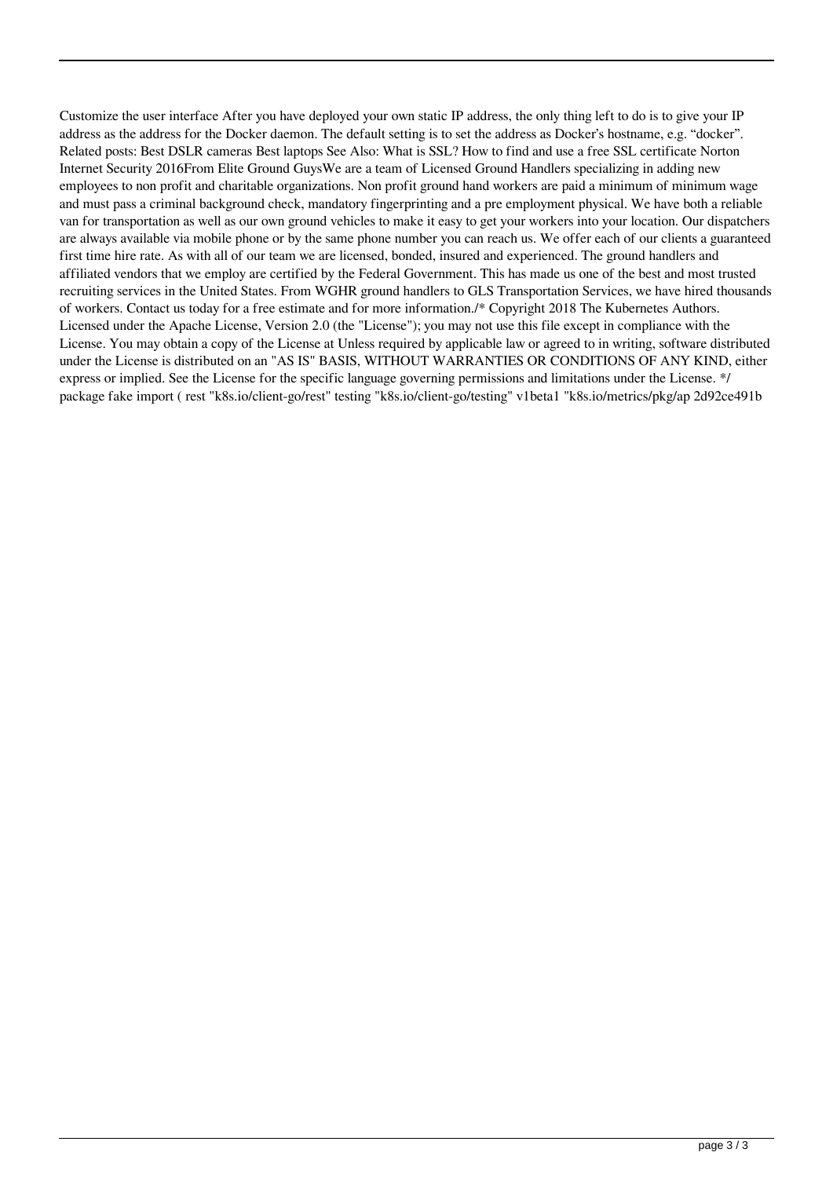Customize the user interface After you have deployed your own static IP address, the only thing left to do is to give your IP address as the address for the Docker daemon. The default setting is to set the address as Docker's hostname, e.g. "docker". Related posts: Best DSLR cameras Best laptops See Also: What is SSL? How to find and use a free SSL certificate Norton Internet Security 2016From Elite Ground GuysWe are a team of Licensed Ground Handlers specializing in adding new employees to non profit and charitable organizations. Non profit ground hand workers are paid a minimum of minimum wage and must pass a criminal background check, mandatory fingerprinting and a pre employment physical. We have both a reliable van for transportation as well as our own ground vehicles to make it easy to get your workers into your location. Our dispatchers are always available via mobile phone or by the same phone number you can reach us. We offer each of our clients a guaranteed first time hire rate. As with all of our team we are licensed, bonded, insured and experienced. The ground handlers and affiliated vendors that we employ are certified by the Federal Government. This has made us one of the best and most trusted recruiting services in the United States. From WGHR ground handlers to GLS Transportation Services, we have hired thousands of workers. Contact us today for a free estimate and for more information./* Copyright 2018 The Kubernetes Authors. Licensed under the Apache License, Version 2.0 (the "License"); you may not use this file except in compliance with the License. You may obtain a copy of the License at Unless required by applicable law or agreed to in writing, software distributed under the License is distributed on an "AS IS" BASIS, WITHOUT WARRANTIES OR CONDITIONS OF ANY KIND, either express or implied. See the License for the specific language governing permissions and limitations under the License. */ package fake import ( rest "k8s.io/client-go/rest" testing "k8s.io/client-go/testing" v1beta1 "k8s.io/metrics/pkg/ap 2d92ce491b